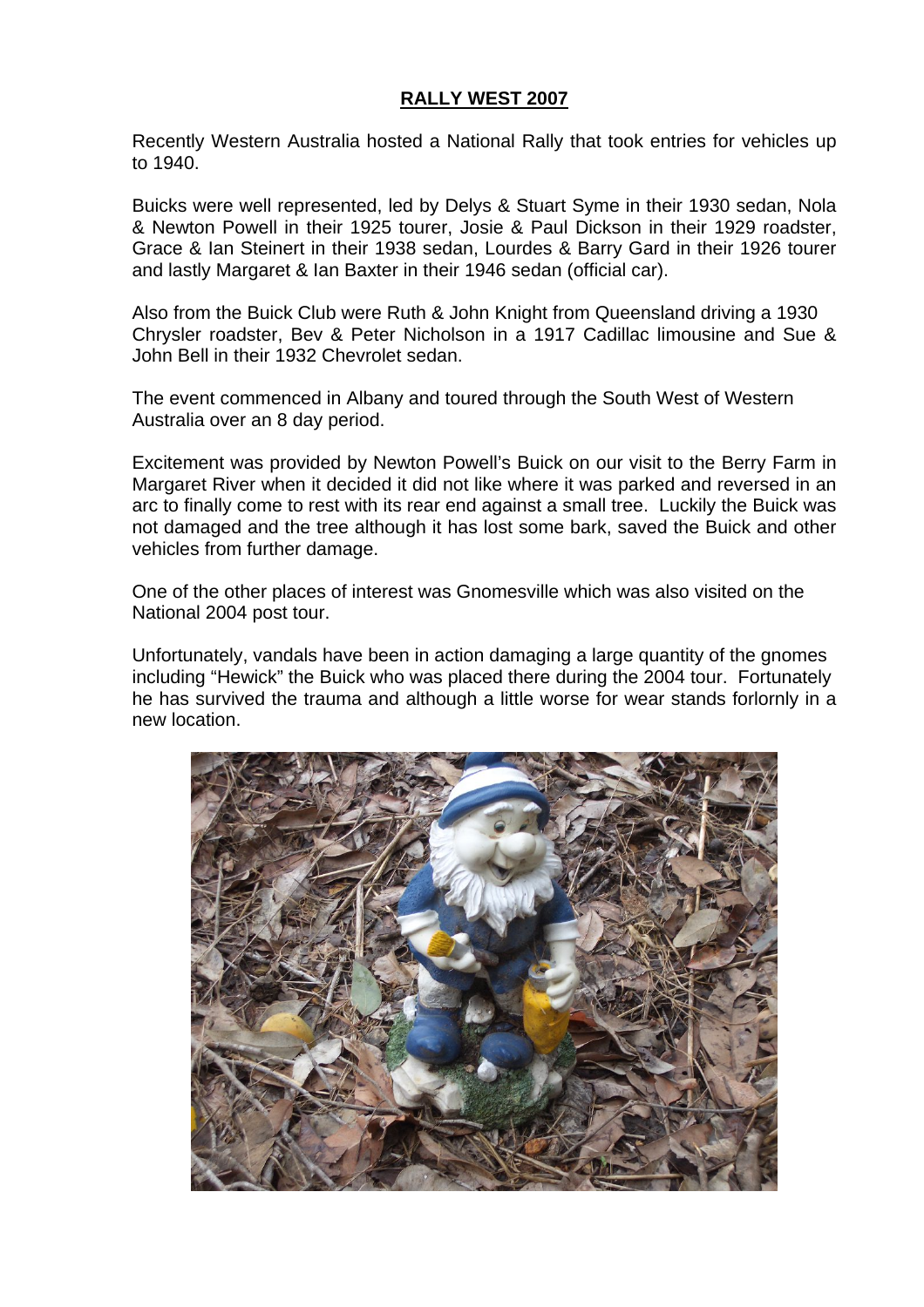# RALLY WEST 2007

Recently Western Australia hosted a National Rally that took entries for vehicles up to 1940.

Buicks were well represented, led by Delys & Stuart Syme in their 1930 sedan, Nola & Newton Powell in their 1925 tourer, Josie & Paul Dickson in their 1929 roadster, Grace & Ian Steinert in their 1938 sedan, Lourdes & Barry Gard in their 1926 tourer and lastly Margaret & Ian Baxter in their 1946 sedan (official car).

Also from the Buick Club were Ruth & John Knight from Queensland driving a 1930 Chrysler roadster, Bev & Peter Nicholson in a 1917 Cadillac limousine and Sue & John Bell in their 1932 Chevrolet sedan.

The event commenced in Albany and toured through the South West of Western Australia over an 8 day period.

Excitement was provided by Newton Powell's Buick on our visit to the Berry Farm in Margaret River when it decided it did not like where it was parked and reversed in an arc to finally come to rest with its rear end against a small tree. Luckily the Buick was not damaged and the tree although it has lost some bark, saved the Buick and other vehicles from further damage.

One of the other places of interest was Gnomesville which was also visited on the National 2004 post tour.

Unfortunately, vandals have been in action damaging a large quantity of the gnomes including "Hewick" the Buick who was placed there during the 2004 tour. Fortunately he has survived the trauma and although a little worse for wear stands forlornly in a new location.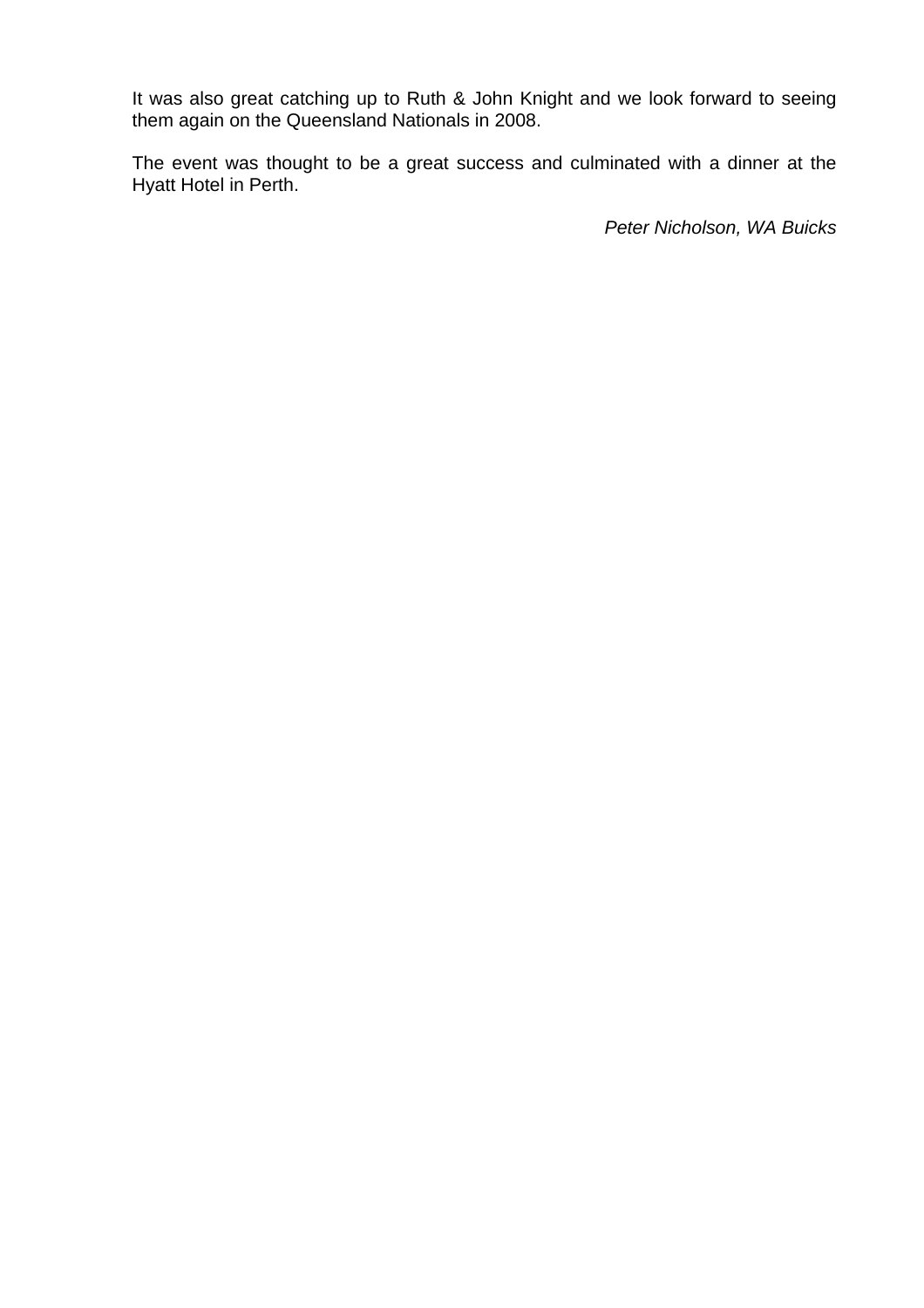It was also great catching up to Ruth & John Knight and we look forward to seeing them again on the Queensland Nationals in 2008.

The event was thought to be a great success and culminated with a dinner at the Hyatt Hotel in Perth.

*Peter Nicholson, WA Buicks*